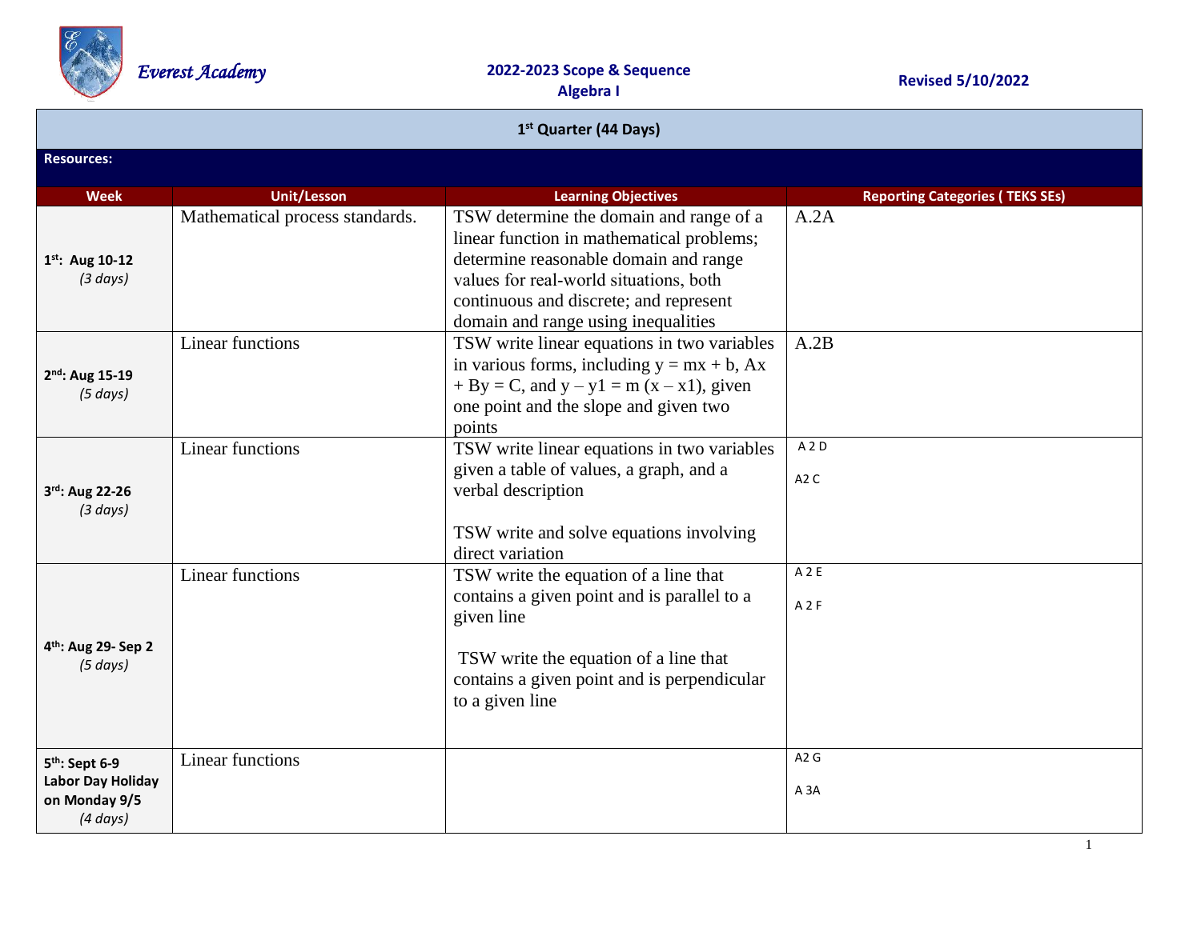Everest Academy

**2022-2023 Scope & Sequence**
**Algebra I**

**Revised 5/10/2022**

| 1st Quarter (44 Days) | | | |
|---|---|---|---|
| **Resources:** | | | |
| **Week** | **Unit/Lesson** | **Learning Objectives** | **Reporting Categories ( TEKS SEs)** |
| **1st: Aug 10-12** *(3 days)* | Mathematical process standards. | TSW determine the domain and range of a linear function in mathematical problems; determine reasonable domain and range values for real-world situations, both continuous and discrete; and represent domain and range using inequalities | A.2A |
| **2nd: Aug 15-19** *(5 days)* | Linear functions | TSW write linear equations in two variables in various forms, including $y = mx + b$, $Ax + By = C$, and $y – y1 = m (x – x1)$, given one point and the slope and given two points | A.2B |
| **3rd: Aug 22-26** *(3 days)* | Linear functions | TSW write linear equations in two variables given a table of values, a graph, and a verbal description<br><br>TSW write and solve equations involving direct variation | A 2 D<br><br>A2 C |
| **4th: Aug 29- Sep 2** *(5 days)* | Linear functions | TSW write the equation of a line that contains a given point and is parallel to a given line<br><br>TSW write the equation of a line that contains a given point and is perpendicular to a given line | A 2 E<br><br>A 2 F |
| **5th: Sept 6-9 Labor Day Holiday on Monday 9/5** *(4 days)* | Linear functions | | A2 G<br><br>A 3A |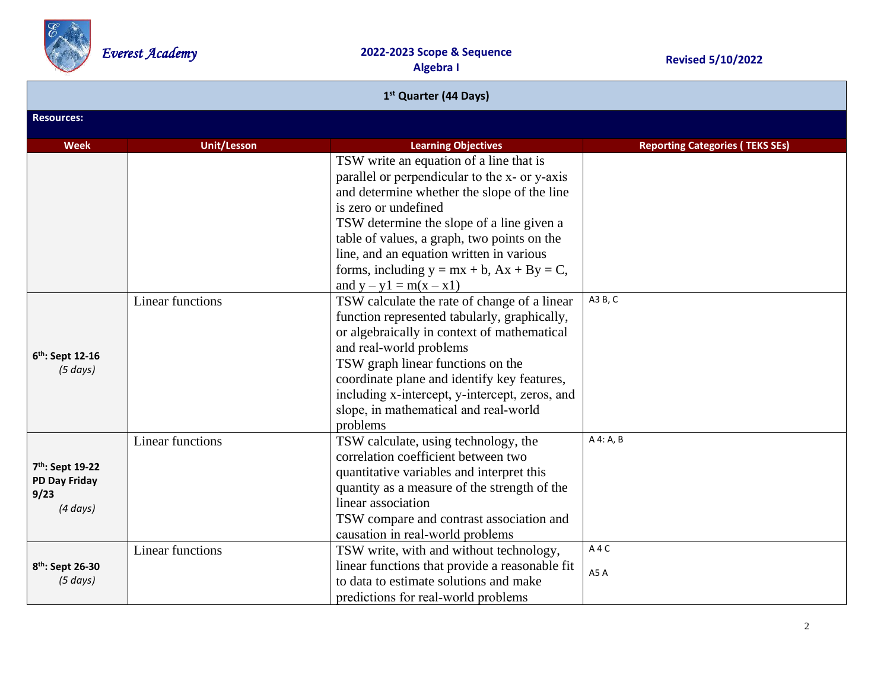| 1st Quarter (44 Days) | | | |
|---|---|---|---|
| **Resources:** | | | |
| **Week** | **Unit/Lesson** | **Learning Objectives** | **Reporting Categories ( TEKS SEs)** |
| | | TSW write an equation of a line that is parallel or perpendicular to the x- or y-axis and determine whether the slope of the line is zero or undefined<br>TSW determine the slope of a line given a table of values, a graph, two points on the line, and an equation written in various forms, including $y = mx + b$, $Ax + By = C$, and $y - y1 = m(x - x1)$ | |
| **6th: Sept 12-16**<br>*(5 days)* | Linear functions | TSW calculate the rate of change of a linear function represented tabularly, graphically, or algebraically in context of mathematical and real-world problems<br>TSW graph linear functions on the coordinate plane and identify key features, including x-intercept, y-intercept, zeros, and slope, in mathematical and real-world problems | A3 B, C |
| **7th: Sept 19-22 PD Day Friday 9/23**<br>*(4 days)* | Linear functions | TSW calculate, using technology, the correlation coefficient between two quantitative variables and interpret this quantity as a measure of the strength of the linear association<br>TSW compare and contrast association and causation in real-world problems | A 4: A, B |
| **8th: Sept 26-30**<br>*(5 days)* | Linear functions | TSW write, with and without technology, linear functions that provide a reasonable fit to data to estimate solutions and make predictions for real-world problems | A 4 C<br>A5 A |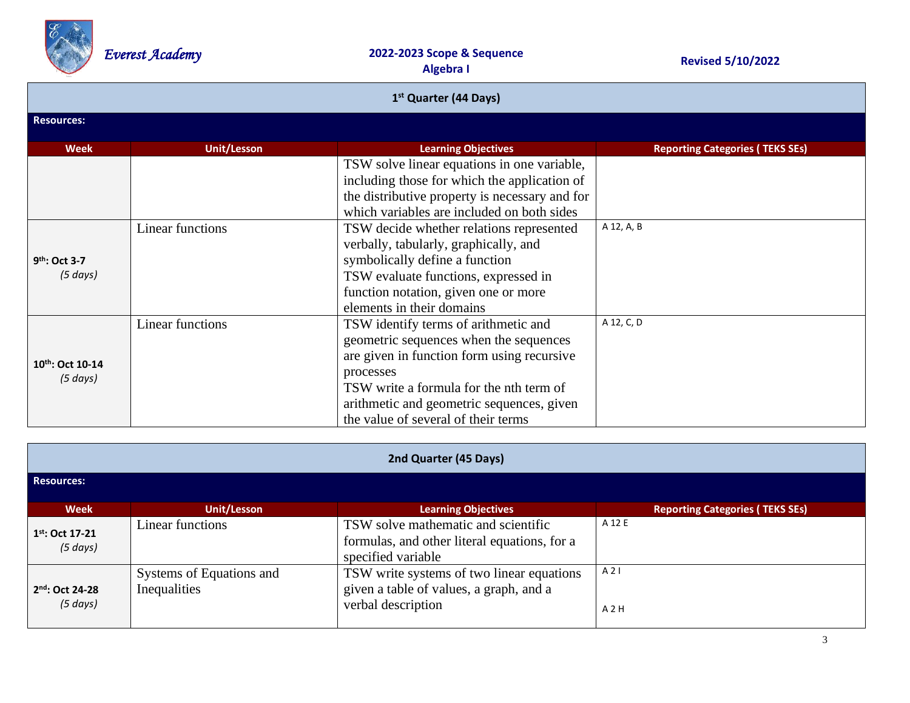| 1st Quarter (44 Days) | | | |
|---|---|---|---|
| **Resources:** | | | |
| **Week** | **Unit/Lesson** | **Learning Objectives** | **Reporting Categories ( TEKS SEs)** |
| | | TSW solve linear equations in one variable, including those for which the application of the distributive property is necessary and for which variables are included on both sides | |
| 9th: Oct 3-7 *(5 days)* | Linear functions | TSW decide whether relations represented verbally, tabularly, graphically, and symbolically define a function<br>TSW evaluate functions, expressed in function notation, given one or more elements in their domains | A 12, A, B |
| 10th: Oct 10-14 *(5 days)* | Linear functions | TSW identify terms of arithmetic and geometric sequences when the sequences are given in function form using recursive processes<br>TSW write a formula for the nth term of arithmetic and geometric sequences, given the value of several of their terms | A 12, C, D |

| 2nd Quarter (45 Days) | | | |
|---|---|---|---|
| **Resources:** | | | |
| **Week** | **Unit/Lesson** | **Learning Objectives** | **Reporting Categories ( TEKS SEs)** |
| 1st: Oct 17-21 *(5 days)* | Linear functions | TSW solve mathematic and scientific formulas, and other literal equations, for a specified variable | A 12 E |
| 2nd: Oct 24-28 *(5 days)* | Systems of Equations and Inequalities | TSW write systems of two linear equations given a table of values, a graph, and a verbal description | A 2 I<br><br>A 2 H |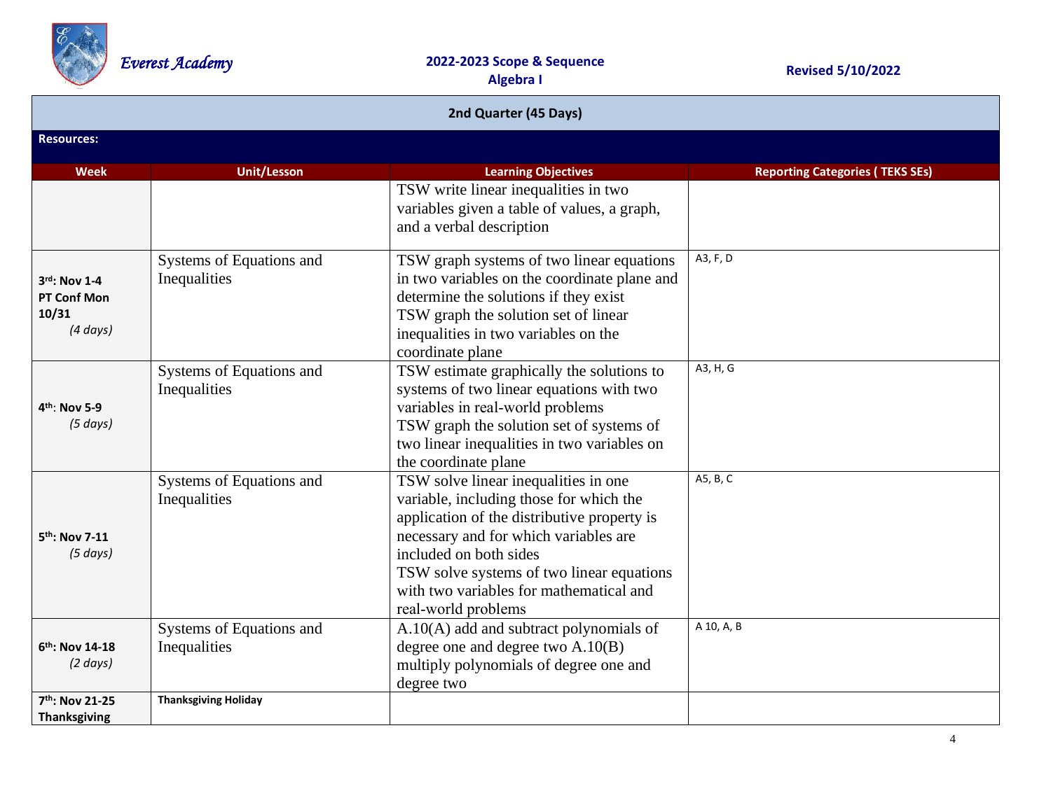| 2nd Quarter (45 Days) | | | |
|---|---|---|---|
| **Resources:** | | | |
| **Week** | **Unit/Lesson** | **Learning Objectives** | **Reporting Categories ( TEKS SEs)** |
| | | TSW write linear inequalities in two variables given a table of values, a graph, and a verbal description | |
| **3rd: Nov 1-4** **PT Conf Mon 10/31** *(4 days)* | Systems of Equations and Inequalities | TSW graph systems of two linear equations in two variables on the coordinate plane and determine the solutions if they exist TSW graph the solution set of linear inequalities in two variables on the coordinate plane | A3, F, D |
| **4th: Nov 5-9** *(5 days)* | Systems of Equations and Inequalities | TSW estimate graphically the solutions to systems of two linear equations with two variables in real-world problems TSW graph the solution set of systems of two linear inequalities in two variables on the coordinate plane | A3, H, G |
| **5th: Nov 7-11** *(5 days)* | Systems of Equations and Inequalities | TSW solve linear inequalities in one variable, including those for which the application of the distributive property is necessary and for which variables are included on both sides TSW solve systems of two linear equations with two variables for mathematical and real-world problems | A5, B, C |
| **6th: Nov 14-18** *(2 days)* | Systems of Equations and Inequalities | A.10(A) add and subtract polynomials of degree one and degree two A.10(B) multiply polynomials of degree one and degree two | A 10, A, B |
| **7th: Nov 21-25 Thanksgiving** | **Thanksgiving Holiday** | | |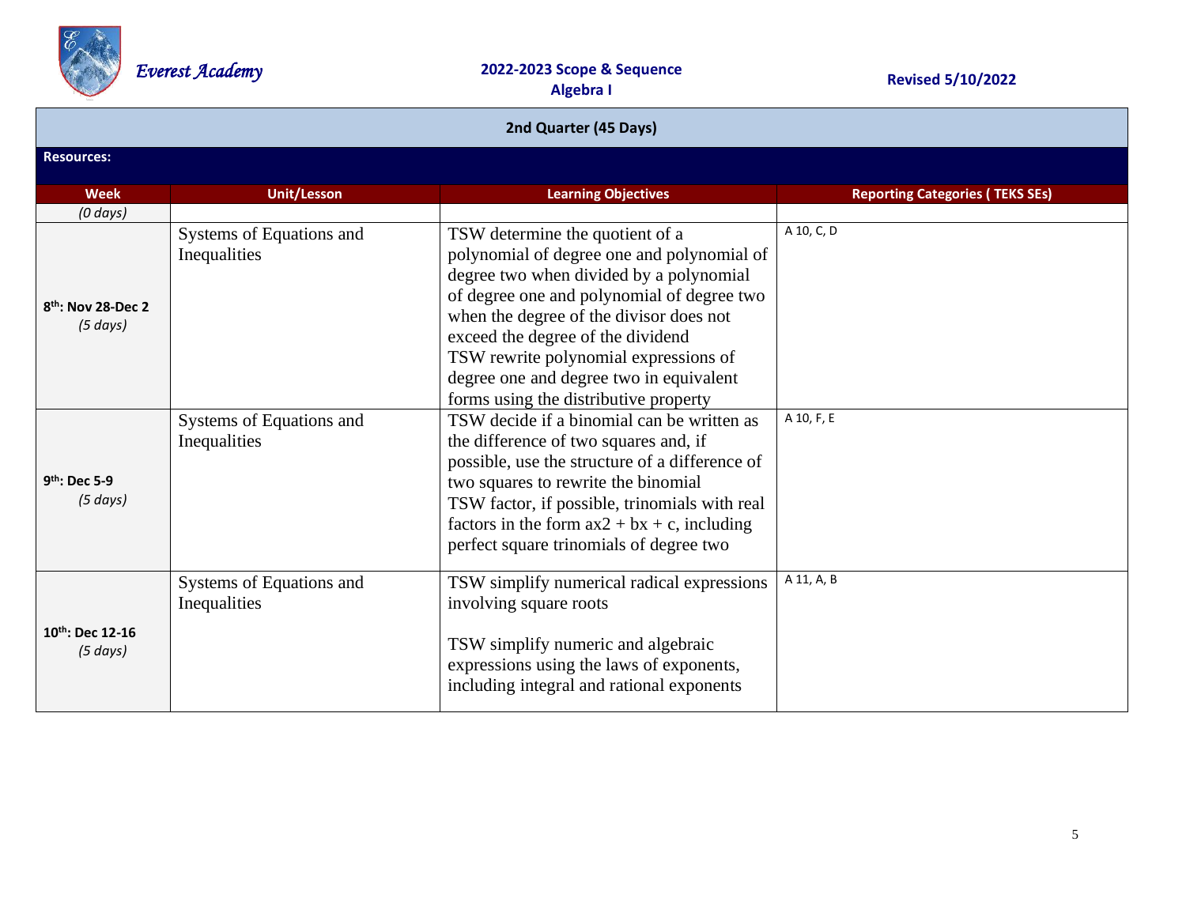| 2nd Quarter (45 Days) | | | |
|---|---|---|---|
| **Resources:** | | | |
| **Week** | **Unit/Lesson** | **Learning Objectives** | **Reporting Categories ( TEKS SEs)** |
| *(0 days)* | | | |
| **8th: Nov 28-Dec 2** *(5 days)* | Systems of Equations and Inequalities | TSW determine the quotient of a polynomial of degree one and polynomial of degree two when divided by a polynomial of degree one and polynomial of degree two when the degree of the divisor does not exceed the degree of the dividend<br>TSW rewrite polynomial expressions of degree one and degree two in equivalent forms using the distributive property | A 10, C, D |
| **9th: Dec 5-9** *(5 days)* | Systems of Equations and Inequalities | TSW decide if a binomial can be written as the difference of two squares and, if possible, use the structure of a difference of two squares to rewrite the binomial<br>TSW factor, if possible, trinomials with real factors in the form ax2 + bx + c, including perfect square trinomials of degree two | A 10, F, E |
| **10th: Dec 12-16** *(5 days)* | Systems of Equations and Inequalities | TSW simplify numerical radical expressions involving square roots<br><br>TSW simplify numeric and algebraic expressions using the laws of exponents, including integral and rational exponents | A 11, A, B |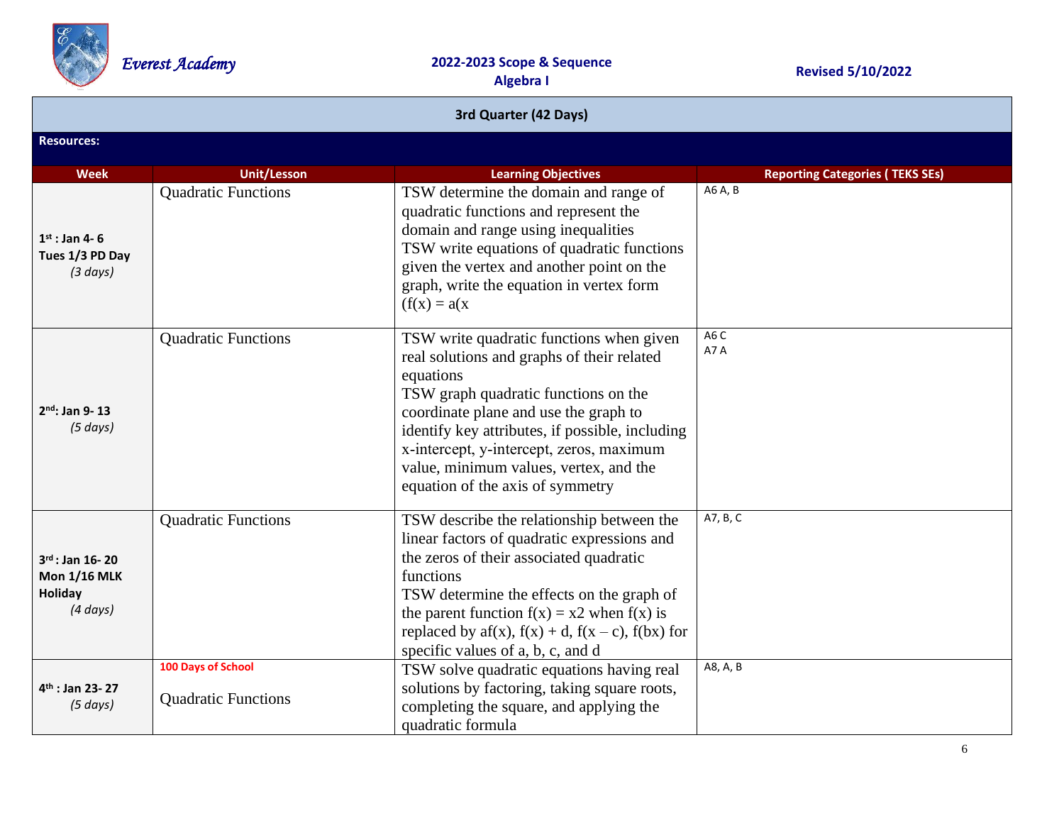Everest Academy

**2022-2023 Scope & Sequence**
**Algebra I**

**Revised 5/10/2022**

| 3rd Quarter (42 Days) | | | |
|---|---|---|---|
| **Resources:** | | | |
| **Week** | **Unit/Lesson** | **Learning Objectives** | **Reporting Categories ( TEKS SEs)** |
| **1st : Jan 4- 6**<br>**Tues 1/3 PD Day**<br>*(3 days)* | Quadratic Functions | TSW determine the domain and range of quadratic functions and represent the domain and range using inequalities<br>TSW write equations of quadratic functions given the vertex and another point on the graph, write the equation in vertex form (f(x) = a(x | A6 A, B |
| **2nd: Jan 9- 13**<br>*(5 days)* | Quadratic Functions | TSW write quadratic functions when given real solutions and graphs of their related equations<br>TSW graph quadratic functions on the coordinate plane and use the graph to identify key attributes, if possible, including x-intercept, y-intercept, zeros, maximum value, minimum values, vertex, and the equation of the axis of symmetry | A6 C<br>A7 A |
| **3rd : Jan 16- 20**<br>**Mon 1/16 MLK Holiday**<br>*(4 days)* | Quadratic Functions | TSW describe the relationship between the linear factors of quadratic expressions and the zeros of their associated quadratic functions<br>TSW determine the effects on the graph of the parent function f(x) = x2 when f(x) is replaced by af(x), f(x) + d, f(x – c), f(bx) for specific values of a, b, c, and d | A7, B, C |
| **4th : Jan 23- 27**<br>*(5 days)* | **100 Days of School**<br><br>Quadratic Functions | TSW solve quadratic equations having real solutions by factoring, taking square roots, completing the square, and applying the quadratic formula | A8, A, B |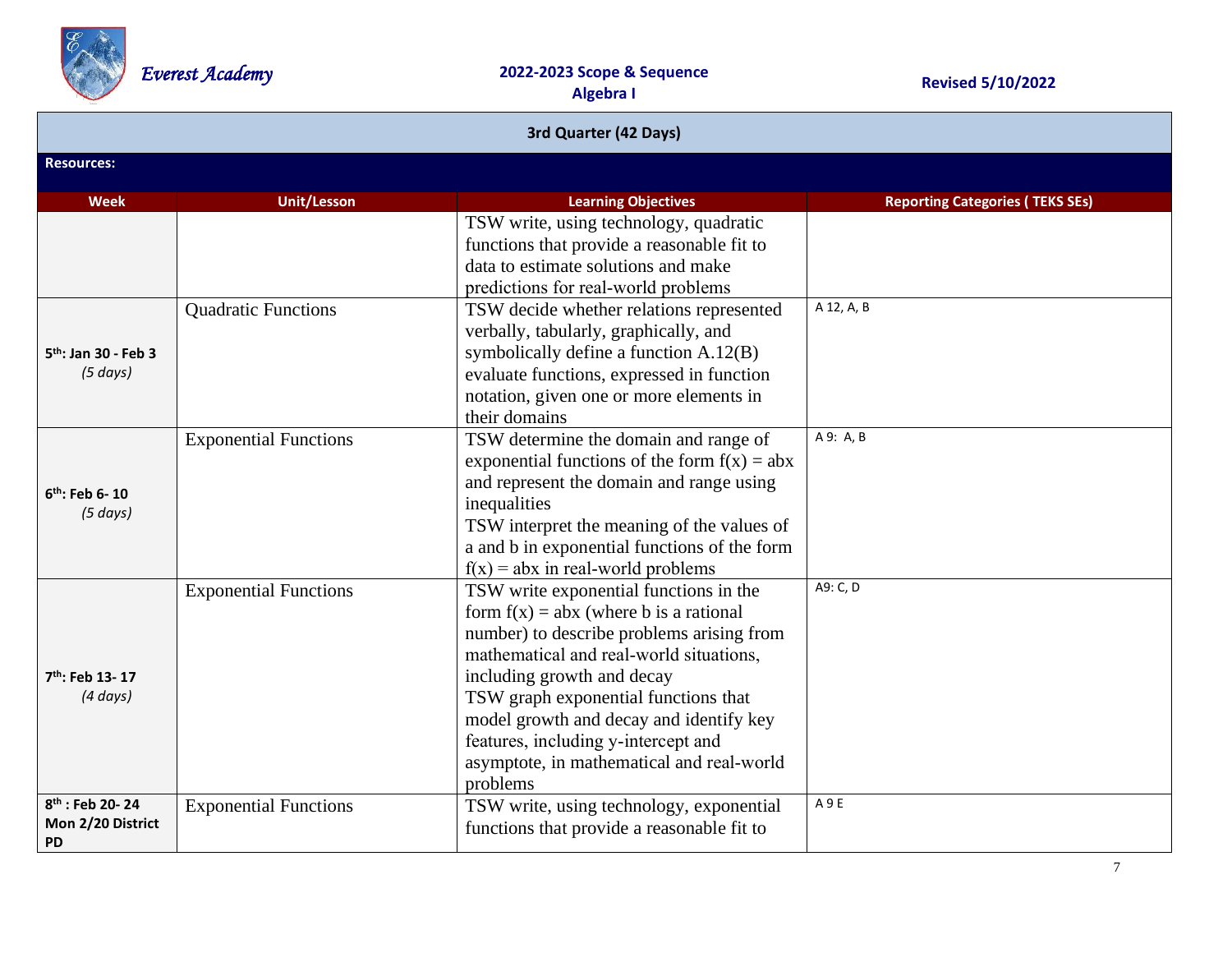| 3rd Quarter (42 Days) | | | |
|---|---|---|---|
| **Resources:** | | | |
| **Week** | **Unit/Lesson** | **Learning Objectives** | **Reporting Categories ( TEKS SEs)** |
| | | TSW write, using technology, quadratic functions that provide a reasonable fit to data to estimate solutions and make predictions for real-world problems | |
| **5th: Jan 30 - Feb 3** *(5 days)* | Quadratic Functions | TSW decide whether relations represented verbally, tabularly, graphically, and symbolically define a function A.12(B) evaluate functions, expressed in function notation, given one or more elements in their domains | A 12, A, B |
| **6th: Feb 6- 10** *(5 days)* | Exponential Functions | TSW determine the domain and range of exponential functions of the form f(x) = abx and represent the domain and range using inequalities<br>TSW interpret the meaning of the values of a and b in exponential functions of the form f(x) = abx in real-world problems | A 9: A, B |
| **7th: Feb 13- 17** *(4 days)* | Exponential Functions | TSW write exponential functions in the form f(x) = abx (where b is a rational number) to describe problems arising from mathematical and real-world situations, including growth and decay<br>TSW graph exponential functions that model growth and decay and identify key features, including y-intercept and asymptote, in mathematical and real-world problems | A9: C, D |
| **8th : Feb 20- 24 Mon 2/20 District PD** | Exponential Functions | TSW write, using technology, exponential functions that provide a reasonable fit to | A 9 E |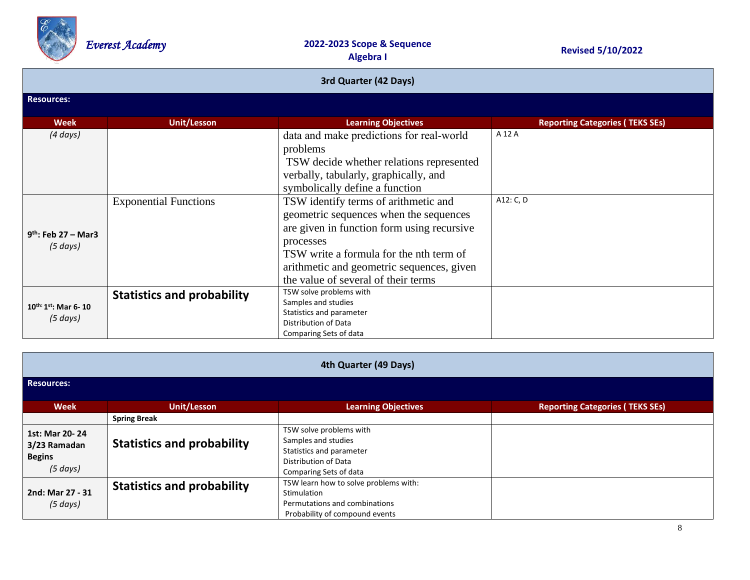## 3rd Quarter (42 Days)

**Resources:**

| Week | Unit/Lesson | Learning Objectives | Reporting Categories ( TEKS SEs) |
|---|---|---|---|
| *(4 days)* | | data and make predictions for real-world problems<br>TSW decide whether relations represented verbally, tabularly, graphically, and symbolically define a function | A 12 A |
| **9th: Feb 27 – Mar3**<br>*(5 days)* | Exponential Functions | TSW identify terms of arithmetic and geometric sequences when the sequences are given in function form using recursive processes<br>TSW write a formula for the nth term of arithmetic and geometric sequences, given the value of several of their terms | A12: C, D |
| **10th: 1st: Mar 6- 10**<br>*(5 days)* | **Statistics and probability** | TSW solve problems with<br>Samples and studies<br>Statistics and parameter<br>Distribution of Data<br>Comparing Sets of data | |

## 4th Quarter (49 Days)

**Resources:**

| Week | Unit/Lesson | Learning Objectives | Reporting Categories ( TEKS SEs) |
|---|---|---|---|
| | **Spring Break** | | |
| **1st: Mar 20- 24 3/23 Ramadan Begins**<br>*(5 days)* | **Statistics and probability** | TSW solve problems with<br>Samples and studies<br>Statistics and parameter<br>Distribution of Data<br>Comparing Sets of data | |
| **2nd: Mar 27 - 31**<br>*(5 days)* | **Statistics and probability** | TSW learn how to solve problems with:<br>Stimulation<br>Permutations and combinations<br>Probability of compound events | |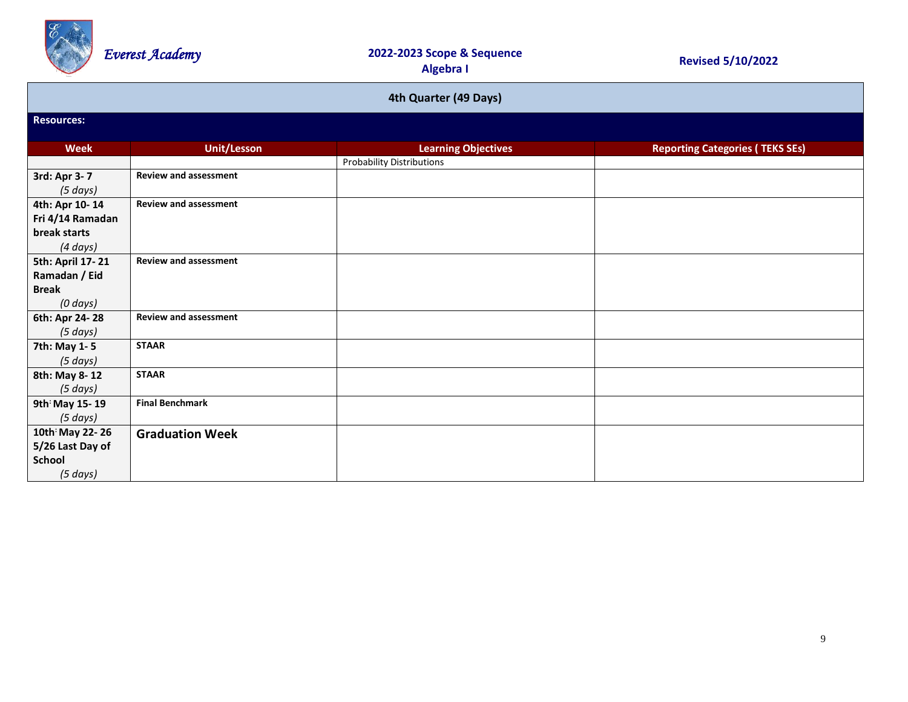Everest Academy

**2022-2023 Scope & Sequence**
**Algebra I**

**Revised 5/10/2022**

| 4th Quarter (49 Days) | | | |
|---|---|---|---|
| **Resources:** | | | |
| **Week** | **Unit/Lesson** | **Learning Objectives** | **Reporting Categories ( TEKS SEs)** |
| | | Probability Distributions | |
| **3rd: Apr 3- 7** *(5 days)* | **Review and assessment** | | |
| **4th: Apr 10- 14 Fri 4/14 Ramadan break starts** *(4 days)* | **Review and assessment** | | |
| **5th: April 17- 21 Ramadan / Eid Break** *(0 days)* | **Review and assessment** | | |
| **6th: Apr 24- 28** *(5 days)* | **Review and assessment** | | |
| **7th: May 1- 5** *(5 days)* | **STAAR** | | |
| **8th: May 8- 12** *(5 days)* | **STAAR** | | |
| **9th: May 15- 19** *(5 days)* | **Final Benchmark** | | |
| **10th: May 22- 26 5/26 Last Day of School** *(5 days)* | **Graduation Week** | | |